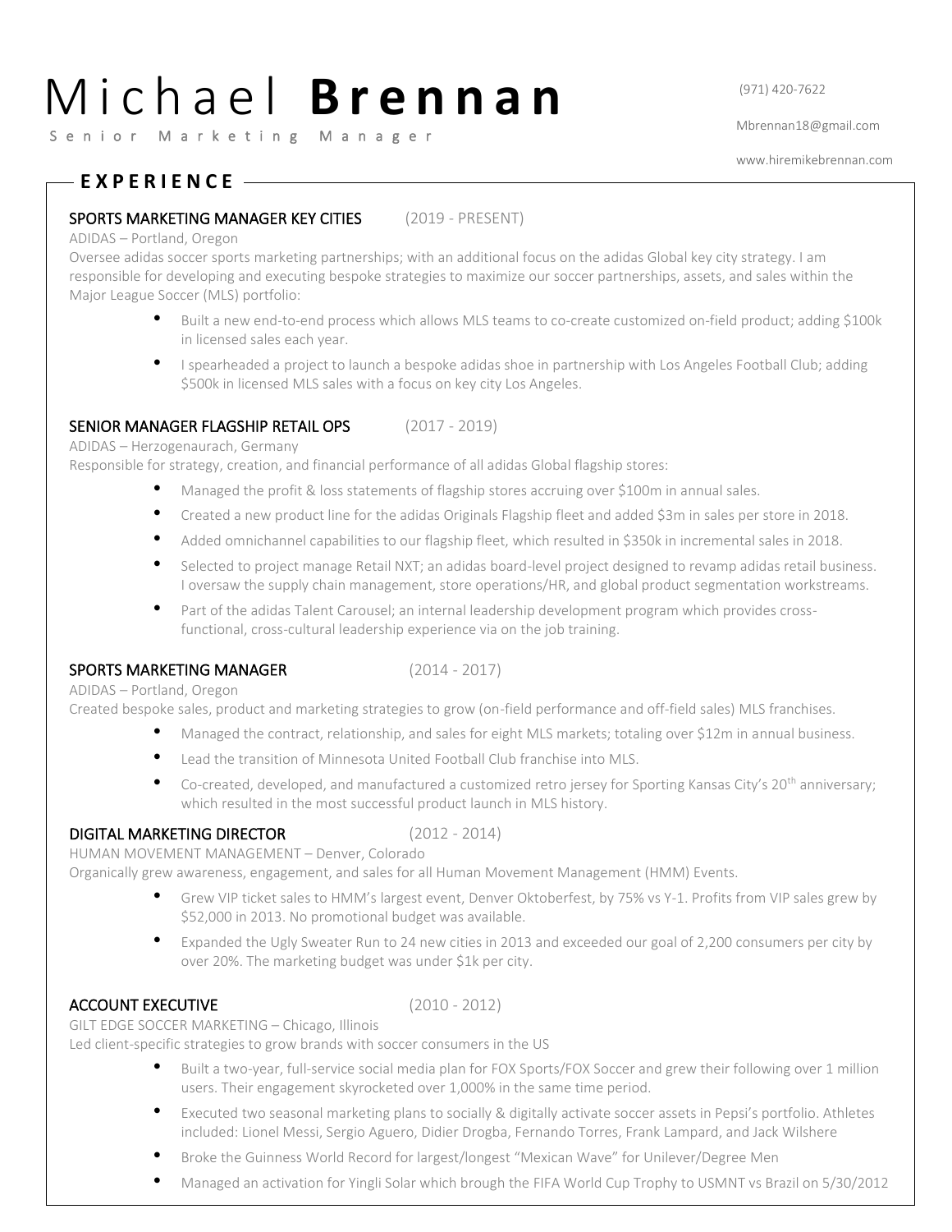# Michael **Brennan**

Senior Marketing Manager

(971) 420-7622

Mbrennan18@gmail.com

www.hiremikebrennan.com

## EXPERIENCE

### SPORTS MARKETING MANAGER KEY CITIES (2019 - PRESENT)

ADIDAS – Portland, Oregon

Oversee adidas soccer sports marketing partnerships; with an additional focus on the adidas Global key city strategy. I am responsible for developing and executing bespoke strategies to maximize our soccer partnerships, assets, and sales within the Major League Soccer (MLS) portfolio:

- Built a new end-to-end process which allows MLS teams to co-create customized on-field product; adding $100k in licensed sales each year.
- I spearheaded a project to launch a bespoke adidas shoe in partnership with Los Angeles Football Club; adding $500k in licensed MLS sales with a focus on key city Los Angeles.

### SENIOR MANAGER FLAGSHIP RETAIL OPS (2017 - 2019)

ADIDAS – Herzogenaurach, Germany

Responsible for strategy, creation, and financial performance of all adidas Global flagship stores:

- Managed the profit & loss statements of flagship stores accruing over $100m in annual sales.
- Created a new product line for the adidas Originals Flagship fleet and added $3m in sales per store in 2018.
- Added omnichannel capabilities to our flagship fleet, which resulted in $350k in incremental sales in 2018.
- Selected to project manage Retail NXT; an adidas board-level project designed to revamp adidas retail business. I oversaw the supply chain management, store operations/HR, and global product segmentation workstreams.
- Part of the adidas Talent Carousel; an internal leadership development program which provides cross-functional, cross-cultural leadership experience via on the job training.

### SPORTS MARKETING MANAGER (2014 - 2017)

ADIDAS – Portland, Oregon

Created bespoke sales, product and marketing strategies to grow (on-field performance and off-field sales) MLS franchises.

- Managed the contract, relationship, and sales for eight MLS markets; totaling over $12m in annual business.
- Lead the transition of Minnesota United Football Club franchise into MLS.
- Co-created, developed, and manufactured a customized retro jersey for Sporting Kansas City's 20th anniversary; which resulted in the most successful product launch in MLS history.

### DIGITAL MARKETING DIRECTOR (2012 - 2014)

HUMAN MOVEMENT MANAGEMENT – Denver, Colorado

Organically grew awareness, engagement, and sales for all Human Movement Management (HMM) Events.

- Grew VIP ticket sales to HMM's largest event, Denver Oktoberfest, by 75% vs Y-1. Profits from VIP sales grew by $52,000 in 2013. No promotional budget was available.
- Expanded the Ugly Sweater Run to 24 new cities in 2013 and exceeded our goal of 2,200 consumers per city by over 20%. The marketing budget was under $1k per city.

### ACCOUNT EXECUTIVE (2010 - 2012)

GILT EDGE SOCCER MARKETING – Chicago, Illinois

Led client-specific strategies to grow brands with soccer consumers in the US

- Built a two-year, full-service social media plan for FOX Sports/FOX Soccer and grew their following over 1 million users. Their engagement skyrocketed over 1,000% in the same time period.
- Executed two seasonal marketing plans to socially & digitally activate soccer assets in Pepsi's portfolio. Athletes included: Lionel Messi, Sergio Aguero, Didier Drogba, Fernando Torres, Frank Lampard, and Jack Wilshere
- Broke the Guinness World Record for largest/longest "Mexican Wave" for Unilever/Degree Men
- Managed an activation for Yingli Solar which brough the FIFA World Cup Trophy to USMNT vs Brazil on 5/30/2012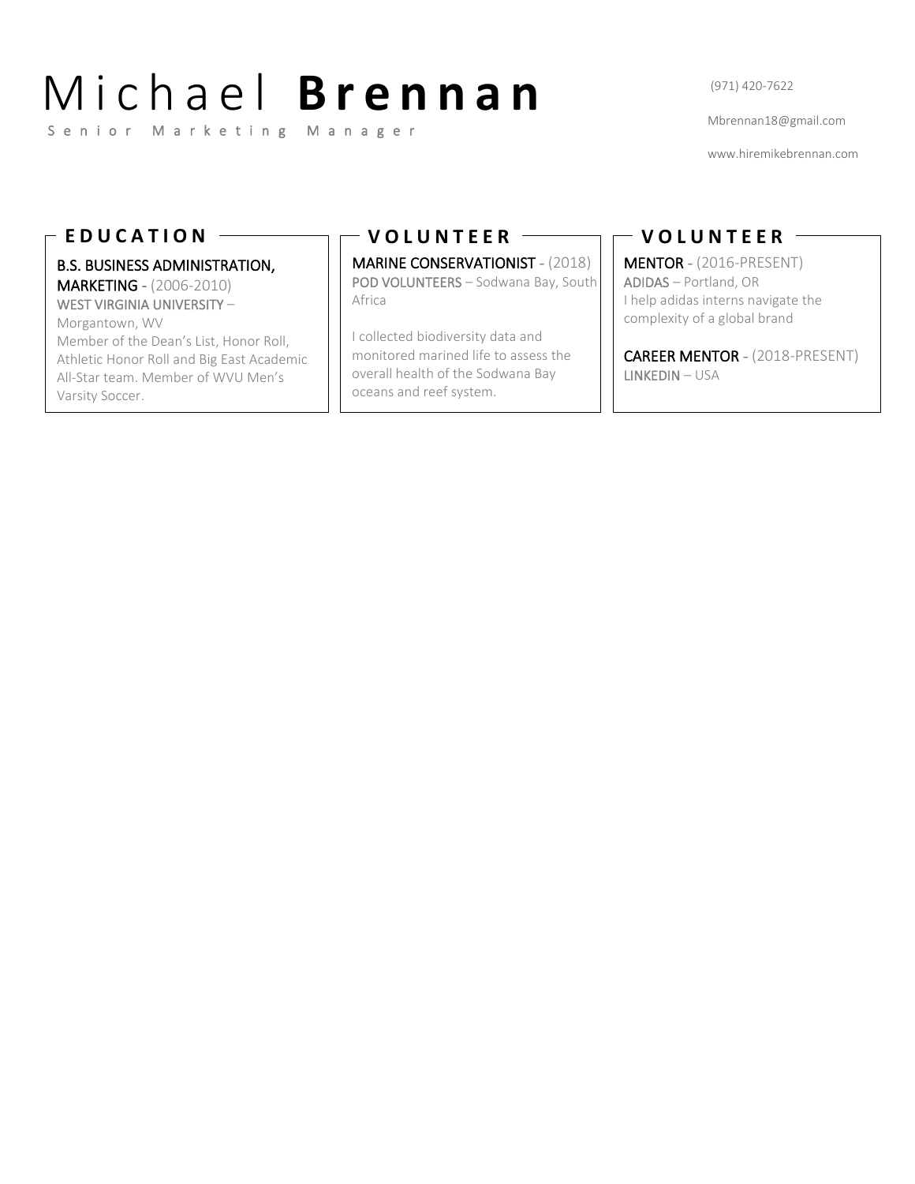# Michael **Brennan**

Senior Marketing Manager

(971) 420-7622

Mbrennan18@gmail.com

www.hiremikebrennan.com

## EDUCATION

B.S. BUSINESS ADMINISTRATION, MARKETING - (2006-2010)
WEST VIRGINIA UNIVERSITY – Morgantown, WV
Member of the Dean's List, Honor Roll, Athletic Honor Roll and Big East Academic All-Star team. Member of WVU Men's Varsity Soccer.

## VOLUNTEER

MARINE CONSERVATIONIST - (2018)
POD VOLUNTEERS – Sodwana Bay, South Africa

I collected biodiversity data and monitored marined life to assess the overall health of the Sodwana Bay oceans and reef system.

## VOLUNTEER

MENTOR - (2016-PRESENT)
ADIDAS – Portland, OR
I help adidas interns navigate the complexity of a global brand

CAREER MENTOR - (2018-PRESENT)
LINKEDIN – USA